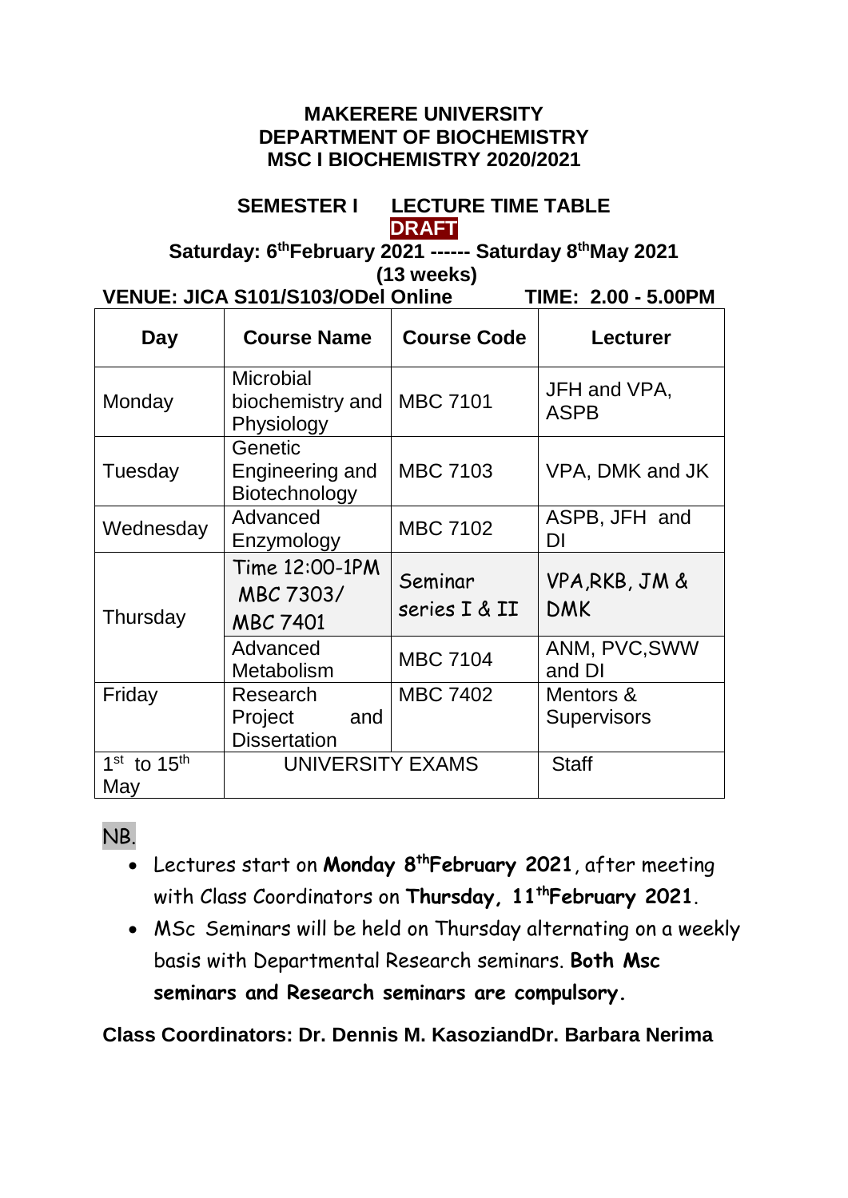**MAKERERE UNIVERSITY**
**DEPARTMENT OF BIOCHEMISTRY**
**MSC I BIOCHEMISTRY 2020/2021**

**SEMESTER I LECTURE TIME TABLE**

**DRAFT**

**Saturday: 6th February 2021 ------ Saturday 8th May 2021**
**(13 weeks)**

**VENUE: JICA S101/S103/ODel Online TIME: 2.00 - 5.00PM**

| Day | Course Name | Course Code | Lecturer |
|---|---|---|---|
| Monday | Microbial biochemistry and Physiology | MBC 7101 | JFH and VPA, ASPB |
| Tuesday | Genetic Engineering and Biotechnology | MBC 7103 | VPA, DMK and JK |
| Wednesday | Advanced Enzymology | MBC 7102 | ASPB, JFH and DI |
| Thursday | Time 12:00-1PM MBC 7303/ MBC 7401 | Seminar series I & II | VPA,RKB, JM & DMK |
| | Advanced Metabolism | MBC 7104 | ANM, PVC,SWW and DI |
| Friday | Research Project and Dissertation | MBC 7402 | Mentors & Supervisors |
| 1st to 15th May | UNIVERSITY EXAMS | | Staff |

NB.

- Lectures start on **Monday 8th February 2021**, after meeting with Class Coordinators on **Thursday, 11th February 2021**.
- MSc Seminars will be held on Thursday alternating on a weekly basis with Departmental Research seminars. **Both Msc seminars and Research seminars are compulsory.**

**Class Coordinators: Dr. Dennis M. KasoziandDr. Barbara Nerima**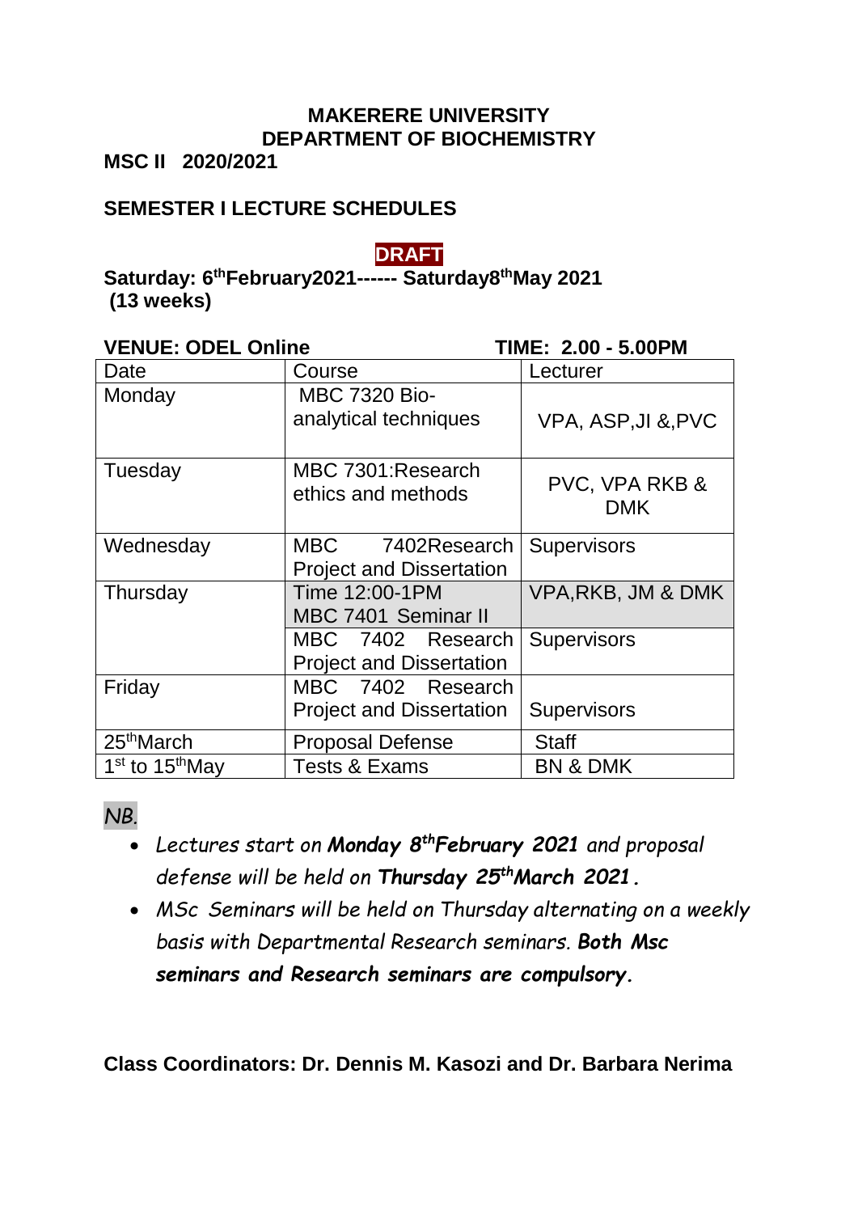**MAKERERE UNIVERSITY**
**DEPARTMENT OF BIOCHEMISTRY**

**MSC II 2020/2021**

**SEMESTER I LECTURE SCHEDULES**

**DRAFT**

**Saturday: 6th February2021------ Saturday8th May 2021**
**(13 weeks)**

**VENUE: ODEL Online** **TIME: 2.00 - 5.00PM**

| Date | Course | Lecturer |
|---|---|---|
| Monday | MBC 7320 Bio-analytical techniques | VPA, ASP,JI &,PVC |
| Tuesday | MBC 7301:Research ethics and methods | PVC, VPA RKB & DMK |
| Wednesday | MBC 7402Research Project and Dissertation | Supervisors |
| Thursday | Time 12:00-1PM MBC 7401 Seminar II | VPA,RKB, JM & DMK |
| | MBC 7402 Research Project and Dissertation | Supervisors |
| Friday | MBC 7402 Research Project and Dissertation | Supervisors |
| 25th March | Proposal Defense | Staff |
| 1st to 15th May | Tests & Exams | BN & DMK |

*NB.*

- *Lectures start on **Monday 8th February 2021** and proposal defense will be held on **Thursday 25th March 2021.***
- *MSc Seminars will be held on Thursday alternating on a weekly basis with Departmental Research seminars. **Both Msc seminars and Research seminars are compulsory.***

**Class Coordinators: Dr. Dennis M. Kasozi and Dr. Barbara Nerima**